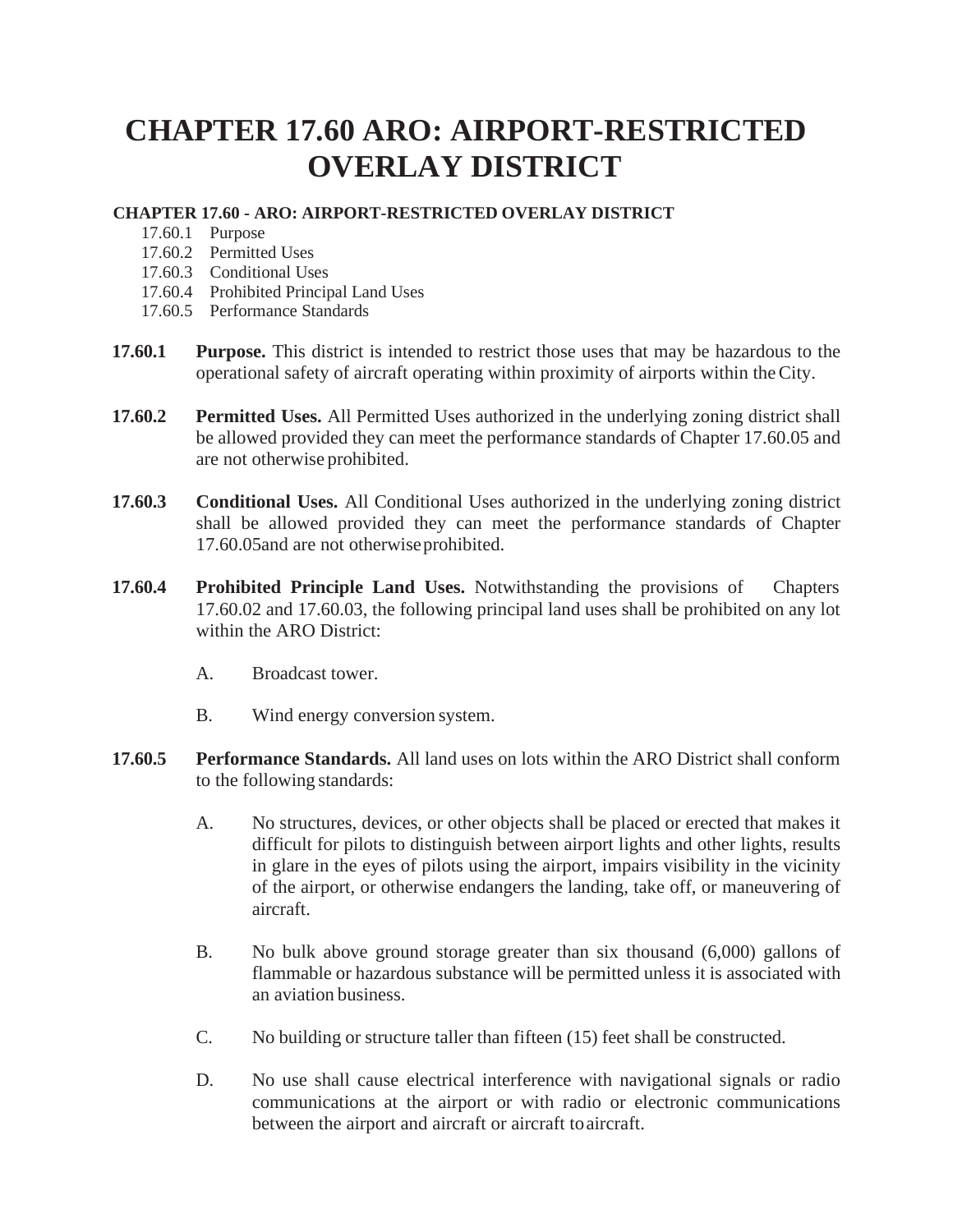# CHAPTER 17.60 ARO: AIRPORT-RESTRICTED OVERLAY DISTRICT

**CHAPTER 17.60 - ARO: AIRPORT-RESTRICTED OVERLAY DISTRICT**

- 17.60.1 Purpose
- 17.60.2 Permitted Uses
- 17.60.3 Conditional Uses
- 17.60.4 Prohibited Principal Land Uses
- 17.60.5 Performance Standards

**17.60.1** **Purpose.** This district is intended to restrict those uses that may be hazardous to the operational safety of aircraft operating within proximity of airports within the City.

**17.60.2** **Permitted Uses.** All Permitted Uses authorized in the underlying zoning district shall be allowed provided they can meet the performance standards of Chapter 17.60.05 and are not otherwise prohibited.

**17.60.3** **Conditional Uses.** All Conditional Uses authorized in the underlying zoning district shall be allowed provided they can meet the performance standards of Chapter 17.60.05and are not otherwise prohibited.

**17.60.4** **Prohibited Principle Land Uses.** Notwithstanding the provisions of Chapters 17.60.02 and 17.60.03, the following principal land uses shall be prohibited on any lot within the ARO District:

A. Broadcast tower.

B. Wind energy conversion system.

**17.60.5** **Performance Standards.** All land uses on lots within the ARO District shall conform to the following standards:

A. No structures, devices, or other objects shall be placed or erected that makes it difficult for pilots to distinguish between airport lights and other lights, results in glare in the eyes of pilots using the airport, impairs visibility in the vicinity of the airport, or otherwise endangers the landing, take off, or maneuvering of aircraft.

B. No bulk above ground storage greater than six thousand (6,000) gallons of flammable or hazardous substance will be permitted unless it is associated with an aviation business.

C. No building or structure taller than fifteen (15) feet shall be constructed.

D. No use shall cause electrical interference with navigational signals or radio communications at the airport or with radio or electronic communications between the airport and aircraft or aircraft to aircraft.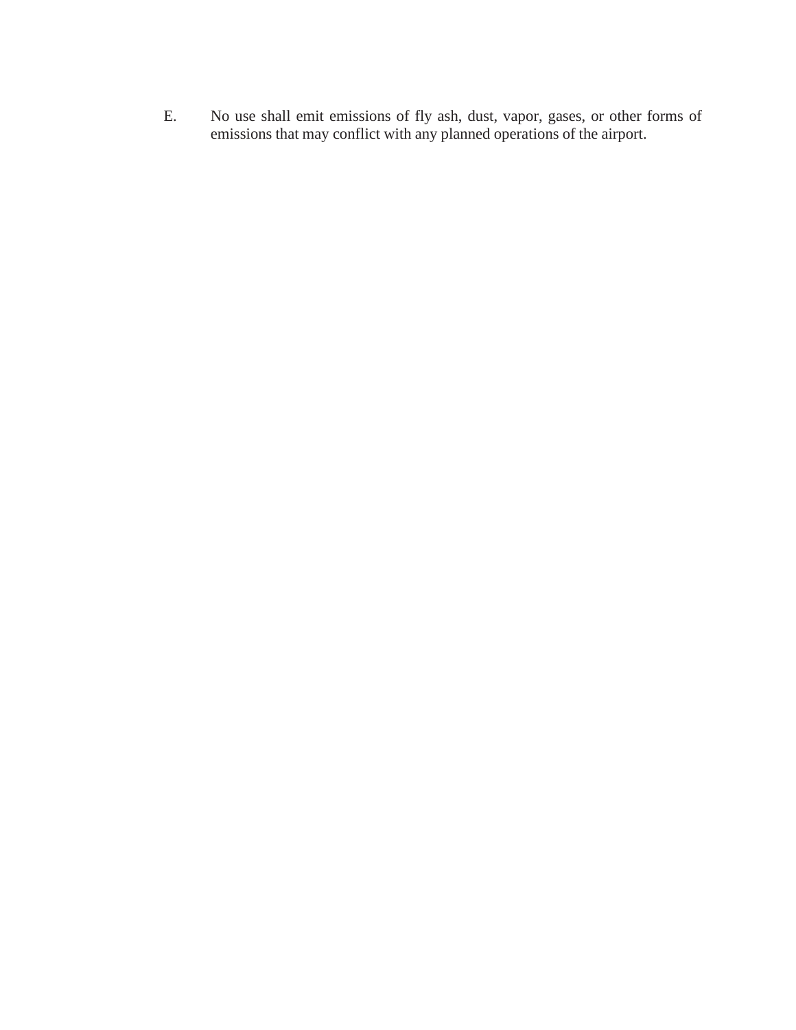E. No use shall emit emissions of fly ash, dust, vapor, gases, or other forms of emissions that may conflict with any planned operations of the airport.